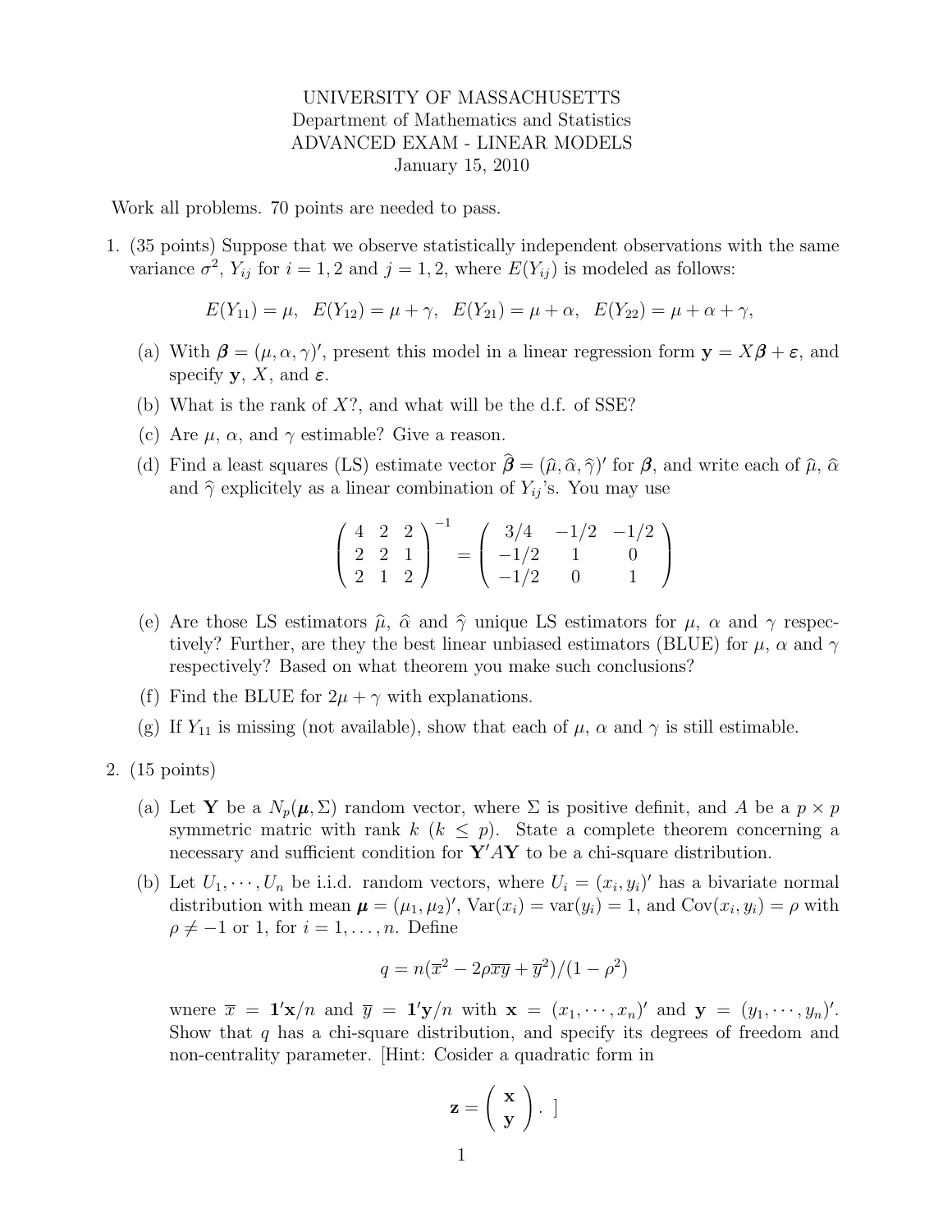UNIVERSITY OF MASSACHUSETTS
Department of Mathematics and Statistics
ADVANCED EXAM - LINEAR MODELS
January 15, 2010

Work all problems. 70 points are needed to pass.

1. (35 points) Suppose that we observe statistically independent observations with the same variance $\sigma^2$, $Y_{ij}$ for $i = 1, 2$ and $j = 1, 2$, where $E(Y_{ij})$ is modeled as follows:

$$E(Y_{11}) = \mu, \quad E(Y_{12}) = \mu + \gamma, \quad E(Y_{21}) = \mu + \alpha, \quad E(Y_{22}) = \mu + \alpha + \gamma,$$

   (a) With $\boldsymbol{\beta} = (\mu, \alpha, \gamma)'$, present this model in a linear regression form $\mathbf{y} = X\boldsymbol{\beta} + \boldsymbol{\varepsilon}$, and specify $\mathbf{y}$, $X$, and $\boldsymbol{\varepsilon}$.

   (b) What is the rank of $X$?, and what will be the d.f. of SSE?

   (c) Are $\mu$, $\alpha$, and $\gamma$ estimable? Give a reason.

   (d) Find a least squares (LS) estimate vector $\widehat{\boldsymbol{\beta}} = (\widehat{\mu}, \widehat{\alpha}, \widehat{\gamma})'$ for $\boldsymbol{\beta}$, and write each of $\widehat{\mu}$, $\widehat{\alpha}$ and $\widehat{\gamma}$ expliciteiy as a linear combination of $Y_{ij}$'s. You may use

$$\begin{pmatrix} 4 & 2 & 2 \\ 2 & 2 & 1 \\ 2 & 1 & 2 \end{pmatrix}^{-1} = \begin{pmatrix} 3/4 & -1/2 & -1/2 \\ -1/2 & 1 & 0 \\ -1/2 & 0 & 1 \end{pmatrix}$$

   (e) Are those LS estimators $\widehat{\mu}$, $\widehat{\alpha}$ and $\widehat{\gamma}$ unique LS estimators for $\mu$, $\alpha$ and $\gamma$ respectively? Further, are they the best linear unbiased estimators (BLUE) for $\mu$, $\alpha$ and $\gamma$ respectively? Based on what theorem you make such conclusions?

   (f) Find the BLUE for $2\mu + \gamma$ with explanations.

   (g) If $Y_{11}$ is missing (not available), show that each of $\mu$, $\alpha$ and $\gamma$ is still estimable.

2. (15 points)

   (a) Let $\mathbf{Y}$ be a $N_p(\boldsymbol{\mu}, \Sigma)$ random vector, where $\Sigma$ is positive definit, and $A$ be a $p \times p$ symmetric matric with rank $k$ ($k \leq p$). State a complete theorem concerning a necessary and sufficient condition for $\mathbf{Y}'A\mathbf{Y}$ to be a chi-square distribution.

   (b) Let $U_1, \cdots, U_n$ be i.i.d. random vectors, where $U_i = (x_i, y_i)'$ has a bivariate normal distribution with mean $\boldsymbol{\mu} = (\mu_1, \mu_2)'$, $\text{Var}(x_i) = \text{var}(y_i) = 1$, and $\text{Cov}(x_i, y_i) = \rho$ with $\rho \neq -1$ or $1$, for $i = 1, \ldots, n$. Define

$$q = n(\overline{x}^2 - 2\rho\overline{xy} + \overline{y}^2)/(1 - \rho^2)$$

   wnere $\overline{x} = \mathbf{1}'\mathbf{x}/n$ and $\overline{y} = \mathbf{1}'\mathbf{y}/n$ with $\mathbf{x} = (x_1, \cdots, x_n)'$ and $\mathbf{y} = (y_1, \cdots, y_n)'$. Show that $q$ has a chi-square distribution, and specify its degrees of freedom and non-centrality parameter. [Hint: Cosider a quadratic form in

$$\mathbf{z} = \begin{pmatrix} \mathbf{x} \\ \mathbf{y} \end{pmatrix}. \;]$$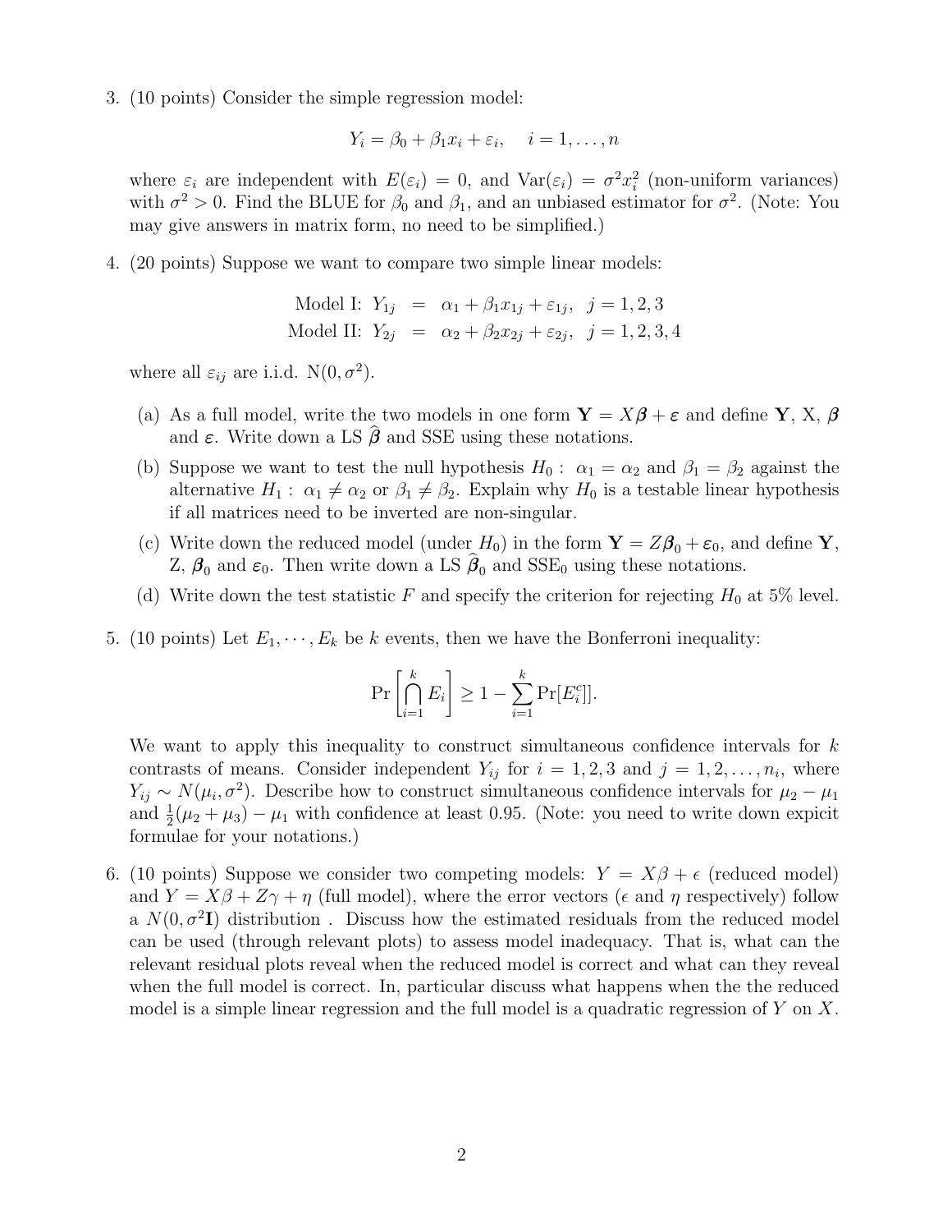3. (10 points) Consider the simple regression model:

$$Y_i = \beta_0 + \beta_1 x_i + \varepsilon_i, \quad i = 1, \ldots, n$$

where $\varepsilon_i$ are independent with $E(\varepsilon_i) = 0$, and $\text{Var}(\varepsilon_i) = \sigma^2 x_i^2$ (non-uniform variances) with $\sigma^2 > 0$. Find the BLUE for $\beta_0$ and $\beta_1$, and an unbiased estimator for $\sigma^2$. (Note: You may give answers in matrix form, no need to be simplified.)

4. (20 points) Suppose we want to compare two simple linear models:

$$\begin{aligned} \text{Model I: } Y_{1j} &= \alpha_1 + \beta_1 x_{1j} + \varepsilon_{1j}, \quad j = 1, 2, 3 \\ \text{Model II: } Y_{2j} &= \alpha_2 + \beta_2 x_{2j} + \varepsilon_{2j}, \quad j = 1, 2, 3, 4 \end{aligned}$$

where all $\varepsilon_{ij}$ are i.i.d. $\text{N}(0, \sigma^2)$.

   (a) As a full model, write the two models in one form $\mathbf{Y} = X\boldsymbol{\beta} + \boldsymbol{\varepsilon}$ and define $\mathbf{Y}$, X, $\boldsymbol{\beta}$ and $\boldsymbol{\varepsilon}$. Write down a LS $\widehat{\boldsymbol{\beta}}$ and SSE using these notations.

   (b) Suppose we want to test the null hypothesis $H_0: \alpha_1 = \alpha_2$ and $\beta_1 = \beta_2$ against the alternative $H_1: \alpha_1 \neq \alpha_2$ or $\beta_1 \neq \beta_2$. Explain why $H_0$ is a testable linear hypothesis if all matrices need to be inverted are non-singular.

   (c) Write down the reduced model (under $H_0$) in the form $\mathbf{Y} = Z\boldsymbol{\beta}_0 + \boldsymbol{\varepsilon}_0$, and define $\mathbf{Y}$, Z, $\boldsymbol{\beta}_0$ and $\boldsymbol{\varepsilon}_0$. Then write down a LS $\widehat{\boldsymbol{\beta}}_0$ and $\text{SSE}_0$ using these notations.

   (d) Write down the test statistic $F$ and specify the criterion for rejecting $H_0$ at 5% level.

5. (10 points) Let $E_1, \cdots, E_k$ be $k$ events, then we have the Bonferroni inequality:

$$\Pr\left[\bigcap_{i=1}^{k} E_i\right] \geq 1 - \sum_{i=1}^{k} \Pr[E_i^c]].$$

We want to apply this inequality to construct simultaneous confidence intervals for $k$ contrasts of means. Consider independent $Y_{ij}$ for $i = 1, 2, 3$ and $j = 1, 2, \ldots, n_i$, where $Y_{ij} \sim N(\mu_i, \sigma^2)$. Describe how to construct simultaneous confidence intervals for $\mu_2 - \mu_1$ and $\frac{1}{2}(\mu_2 + \mu_3) - \mu_1$ with confidence at least 0.95. (Note: you need to write down expicit formulae for your notations.)

6. (10 points) Suppose we consider two competing models: $Y = X\beta + \epsilon$ (reduced model) and $Y = X\beta + Z\gamma + \eta$ (full model), where the error vectors ($\epsilon$ and $\eta$ respectively) follow a $N(0, \sigma^2\mathbf{I})$ distribution . Discuss how the estimated residuals from the reduced model can be used (through relevant plots) to assess model inadequacy. That is, what can the relevant residual plots reveal when the reduced model is correct and what can they reveal when the full model is correct. In, particular discuss what happens when the the reduced model is a simple linear regression and the full model is a quadratic regression of $Y$ on $X$.